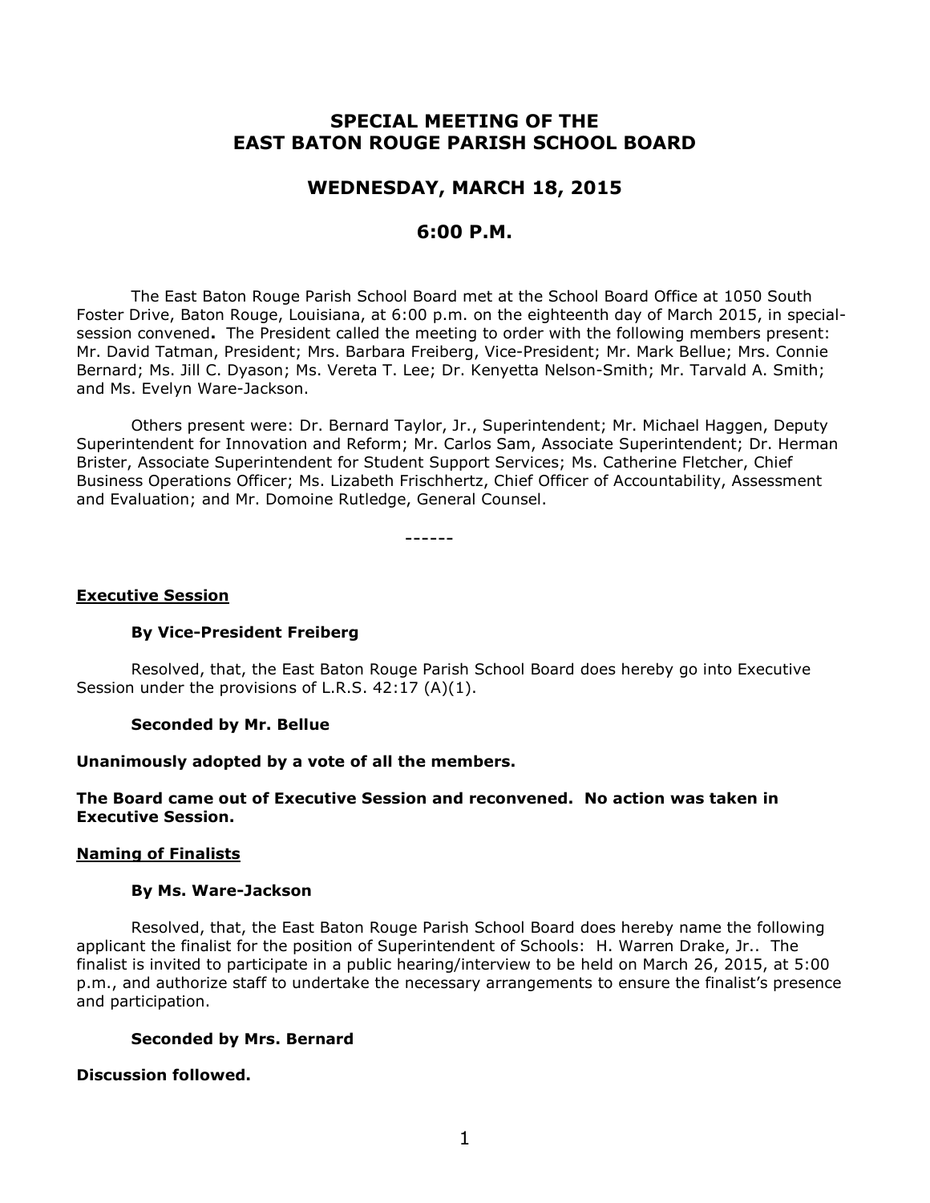# SPECIAL MEETING OF THE EAST BATON ROUGE PARISH SCHOOL BOARD

## WEDNESDAY, MARCH 18, 2015

## 6:00 P.M.

The East Baton Rouge Parish School Board met at the School Board Office at 1050 South Foster Drive, Baton Rouge, Louisiana, at 6:00 p.m. on the eighteenth day of March 2015, in special-session convened**.** The President called the meeting to order with the following members present: Mr. David Tatman, President; Mrs. Barbara Freiberg, Vice-President; Mr. Mark Bellue; Mrs. Connie Bernard; Ms. Jill C. Dyason; Ms. Vereta T. Lee; Dr. Kenyetta Nelson-Smith; Mr. Tarvald A. Smith; and Ms. Evelyn Ware-Jackson.

Others present were: Dr. Bernard Taylor, Jr., Superintendent; Mr. Michael Haggen, Deputy Superintendent for Innovation and Reform; Mr. Carlos Sam, Associate Superintendent; Dr. Herman Brister, Associate Superintendent for Student Support Services; Ms. Catherine Fletcher, Chief Business Operations Officer; Ms. Lizabeth Frischhertz, Chief Officer of Accountability, Assessment and Evaluation; and Mr. Domoine Rutledge, General Counsel.

------

**Executive Session**

**By Vice-President Freiberg**

Resolved, that, the East Baton Rouge Parish School Board does hereby go into Executive Session under the provisions of L.R.S. 42:17 (A)(1).

**Seconded by Mr. Bellue**

**Unanimously adopted by a vote of all the members.**

**The Board came out of Executive Session and reconvened. No action was taken in Executive Session.**

**Naming of Finalists**

**By Ms. Ware-Jackson**

Resolved, that, the East Baton Rouge Parish School Board does hereby name the following applicant the finalist for the position of Superintendent of Schools: H. Warren Drake, Jr.. The finalist is invited to participate in a public hearing/interview to be held on March 26, 2015, at 5:00 p.m., and authorize staff to undertake the necessary arrangements to ensure the finalist's presence and participation.

**Seconded by Mrs. Bernard**

**Discussion followed.**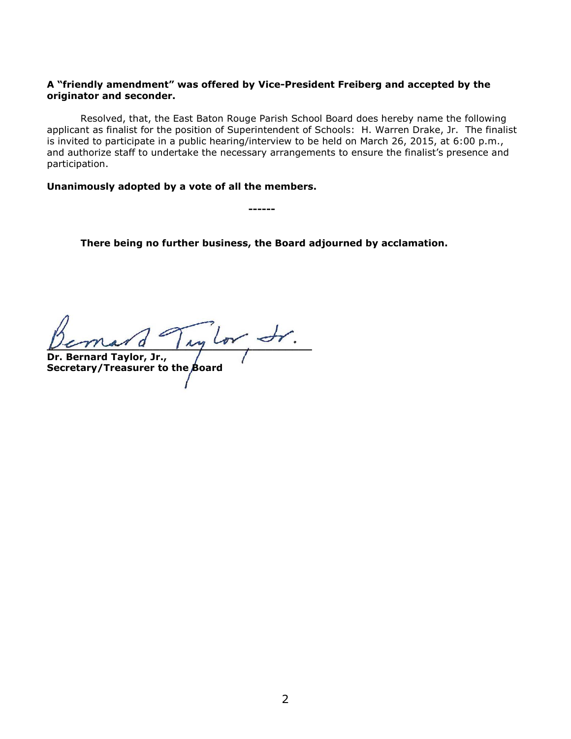**A "friendly amendment" was offered by Vice-President Freiberg and accepted by the originator and seconder.**

Resolved, that, the East Baton Rouge Parish School Board does hereby name the following applicant as finalist for the position of Superintendent of Schools: H. Warren Drake, Jr. The finalist is invited to participate in a public hearing/interview to be held on March 26, 2015, at 6:00 p.m., and authorize staff to undertake the necessary arrangements to ensure the finalist's presence and participation.

**Unanimously adopted by a vote of all the members.**

**------**

**There being no further business, the Board adjourned by acclamation.**

Bernard Taylor, Jr.

**Dr. Bernard Taylor, Jr.,**
**Secretary/Treasurer to the Board**